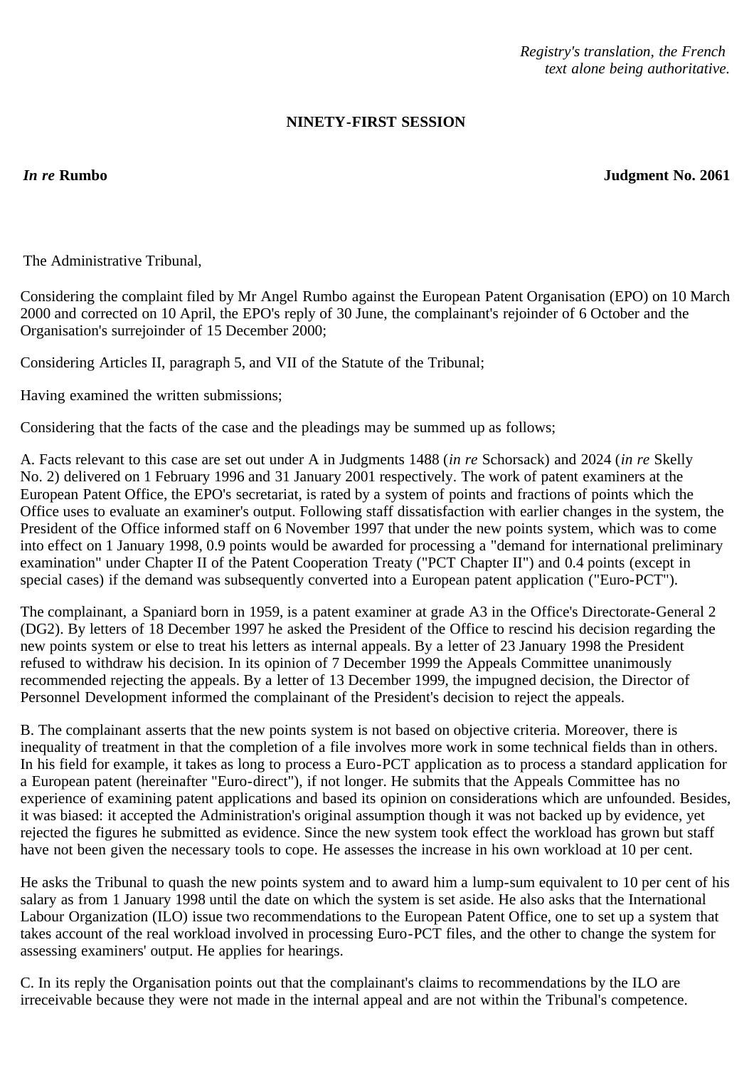*Registry's translation, the French text alone being authoritative.*

**NINETY-FIRST SESSION**

***In re* Rumbo** **Judgment No. 2061**

The Administrative Tribunal,

Considering the complaint filed by Mr Angel Rumbo against the European Patent Organisation (EPO) on 10 March 2000 and corrected on 10 April, the EPO's reply of 30 June, the complainant's rejoinder of 6 October and the Organisation's surrejoinder of 15 December 2000;

Considering Articles II, paragraph 5, and VII of the Statute of the Tribunal;

Having examined the written submissions;

Considering that the facts of the case and the pleadings may be summed up as follows;

A. Facts relevant to this case are set out under A in Judgments 1488 (*in re* Schorsack) and 2024 (*in re* Skelly No. 2) delivered on 1 February 1996 and 31 January 2001 respectively. The work of patent examiners at the European Patent Office, the EPO's secretariat, is rated by a system of points and fractions of points which the Office uses to evaluate an examiner's output. Following staff dissatisfaction with earlier changes in the system, the President of the Office informed staff on 6 November 1997 that under the new points system, which was to come into effect on 1 January 1998, 0.9 points would be awarded for processing a "demand for international preliminary examination" under Chapter II of the Patent Cooperation Treaty ("PCT Chapter II") and 0.4 points (except in special cases) if the demand was subsequently converted into a European patent application ("Euro-PCT").

The complainant, a Spaniard born in 1959, is a patent examiner at grade A3 in the Office's Directorate-General 2 (DG2). By letters of 18 December 1997 he asked the President of the Office to rescind his decision regarding the new points system or else to treat his letters as internal appeals. By a letter of 23 January 1998 the President refused to withdraw his decision. In its opinion of 7 December 1999 the Appeals Committee unanimously recommended rejecting the appeals. By a letter of 13 December 1999, the impugned decision, the Director of Personnel Development informed the complainant of the President's decision to reject the appeals.

B. The complainant asserts that the new points system is not based on objective criteria. Moreover, there is inequality of treatment in that the completion of a file involves more work in some technical fields than in others. In his field for example, it takes as long to process a Euro-PCT application as to process a standard application for a European patent (hereinafter "Euro-direct"), if not longer. He submits that the Appeals Committee has no experience of examining patent applications and based its opinion on considerations which are unfounded. Besides, it was biased: it accepted the Administration's original assumption though it was not backed up by evidence, yet rejected the figures he submitted as evidence. Since the new system took effect the workload has grown but staff have not been given the necessary tools to cope. He assesses the increase in his own workload at 10 per cent.

He asks the Tribunal to quash the new points system and to award him a lump-sum equivalent to 10 per cent of his salary as from 1 January 1998 until the date on which the system is set aside. He also asks that the International Labour Organization (ILO) issue two recommendations to the European Patent Office, one to set up a system that takes account of the real workload involved in processing Euro-PCT files, and the other to change the system for assessing examiners' output. He applies for hearings.

C. In its reply the Organisation points out that the complainant's claims to recommendations by the ILO are irreceivable because they were not made in the internal appeal and are not within the Tribunal's competence.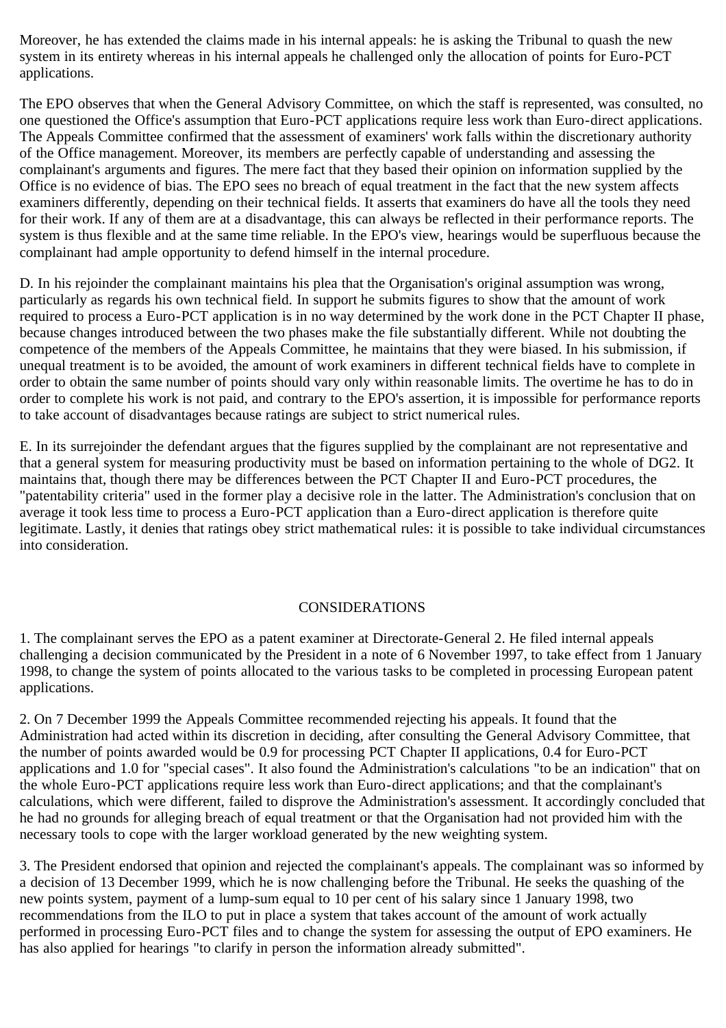Moreover, he has extended the claims made in his internal appeals: he is asking the Tribunal to quash the new system in its entirety whereas in his internal appeals he challenged only the allocation of points for Euro-PCT applications.

The EPO observes that when the General Advisory Committee, on which the staff is represented, was consulted, no one questioned the Office's assumption that Euro-PCT applications require less work than Euro-direct applications. The Appeals Committee confirmed that the assessment of examiners' work falls within the discretionary authority of the Office management. Moreover, its members are perfectly capable of understanding and assessing the complainant's arguments and figures. The mere fact that they based their opinion on information supplied by the Office is no evidence of bias. The EPO sees no breach of equal treatment in the fact that the new system affects examiners differently, depending on their technical fields. It asserts that examiners do have all the tools they need for their work. If any of them are at a disadvantage, this can always be reflected in their performance reports. The system is thus flexible and at the same time reliable. In the EPO's view, hearings would be superfluous because the complainant had ample opportunity to defend himself in the internal procedure.

D. In his rejoinder the complainant maintains his plea that the Organisation's original assumption was wrong, particularly as regards his own technical field. In support he submits figures to show that the amount of work required to process a Euro-PCT application is in no way determined by the work done in the PCT Chapter II phase, because changes introduced between the two phases make the file substantially different. While not doubting the competence of the members of the Appeals Committee, he maintains that they were biased. In his submission, if unequal treatment is to be avoided, the amount of work examiners in different technical fields have to complete in order to obtain the same number of points should vary only within reasonable limits. The overtime he has to do in order to complete his work is not paid, and contrary to the EPO's assertion, it is impossible for performance reports to take account of disadvantages because ratings are subject to strict numerical rules.

E. In its surrejoinder the defendant argues that the figures supplied by the complainant are not representative and that a general system for measuring productivity must be based on information pertaining to the whole of DG2. It maintains that, though there may be differences between the PCT Chapter II and Euro-PCT procedures, the "patentability criteria" used in the former play a decisive role in the latter. The Administration's conclusion that on average it took less time to process a Euro-PCT application than a Euro-direct application is therefore quite legitimate. Lastly, it denies that ratings obey strict mathematical rules: it is possible to take individual circumstances into consideration.

## CONSIDERATIONS

1. The complainant serves the EPO as a patent examiner at Directorate-General 2. He filed internal appeals challenging a decision communicated by the President in a note of 6 November 1997, to take effect from 1 January 1998, to change the system of points allocated to the various tasks to be completed in processing European patent applications.

2. On 7 December 1999 the Appeals Committee recommended rejecting his appeals. It found that the Administration had acted within its discretion in deciding, after consulting the General Advisory Committee, that the number of points awarded would be 0.9 for processing PCT Chapter II applications, 0.4 for Euro-PCT applications and 1.0 for "special cases". It also found the Administration's calculations "to be an indication" that on the whole Euro-PCT applications require less work than Euro-direct applications; and that the complainant's calculations, which were different, failed to disprove the Administration's assessment. It accordingly concluded that he had no grounds for alleging breach of equal treatment or that the Organisation had not provided him with the necessary tools to cope with the larger workload generated by the new weighting system.

3. The President endorsed that opinion and rejected the complainant's appeals. The complainant was so informed by a decision of 13 December 1999, which he is now challenging before the Tribunal. He seeks the quashing of the new points system, payment of a lump-sum equal to 10 per cent of his salary since 1 January 1998, two recommendations from the ILO to put in place a system that takes account of the amount of work actually performed in processing Euro-PCT files and to change the system for assessing the output of EPO examiners. He has also applied for hearings "to clarify in person the information already submitted".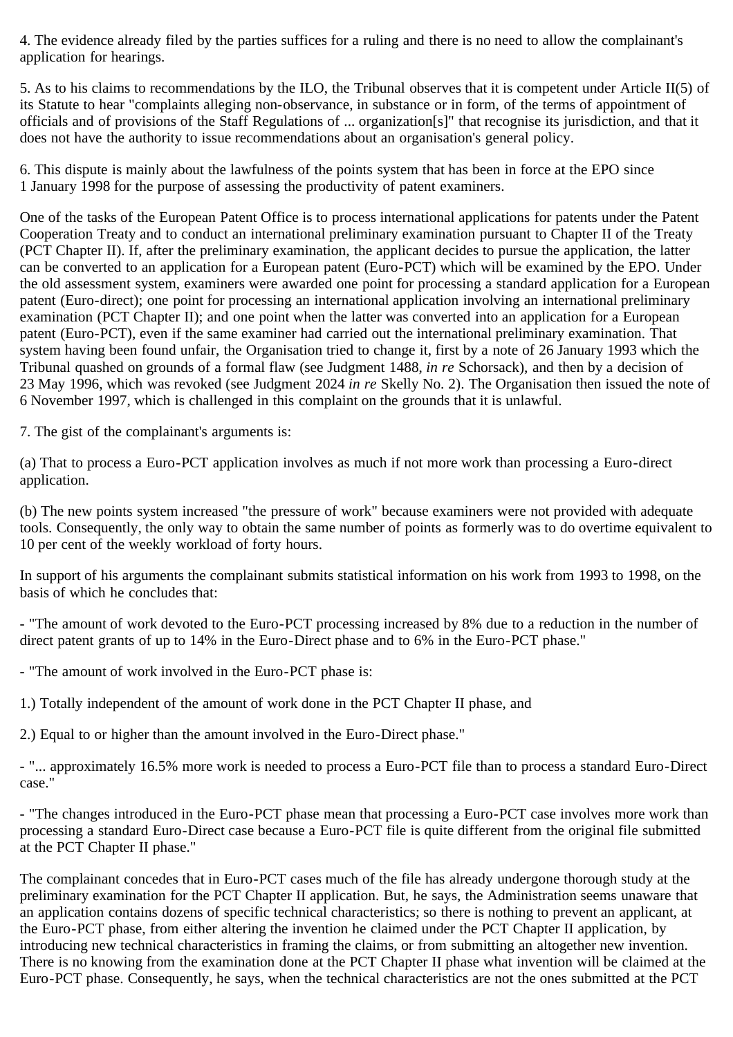4. The evidence already filed by the parties suffices for a ruling and there is no need to allow the complainant's application for hearings.

5. As to his claims to recommendations by the ILO, the Tribunal observes that it is competent under Article II(5) of its Statute to hear "complaints alleging non-observance, in substance or in form, of the terms of appointment of officials and of provisions of the Staff Regulations of ... organization[s]" that recognise its jurisdiction, and that it does not have the authority to issue recommendations about an organisation's general policy.

6. This dispute is mainly about the lawfulness of the points system that has been in force at the EPO since 1 January 1998 for the purpose of assessing the productivity of patent examiners.

One of the tasks of the European Patent Office is to process international applications for patents under the Patent Cooperation Treaty and to conduct an international preliminary examination pursuant to Chapter II of the Treaty (PCT Chapter II). If, after the preliminary examination, the applicant decides to pursue the application, the latter can be converted to an application for a European patent (Euro-PCT) which will be examined by the EPO. Under the old assessment system, examiners were awarded one point for processing a standard application for a European patent (Euro-direct); one point for processing an international application involving an international preliminary examination (PCT Chapter II); and one point when the latter was converted into an application for a European patent (Euro-PCT), even if the same examiner had carried out the international preliminary examination. That system having been found unfair, the Organisation tried to change it, first by a note of 26 January 1993 which the Tribunal quashed on grounds of a formal flaw (see Judgment 1488, *in re* Schorsack), and then by a decision of 23 May 1996, which was revoked (see Judgment 2024 *in re* Skelly No. 2). The Organisation then issued the note of 6 November 1997, which is challenged in this complaint on the grounds that it is unlawful.

7. The gist of the complainant's arguments is:

(a) That to process a Euro-PCT application involves as much if not more work than processing a Euro-direct application.

(b) The new points system increased "the pressure of work" because examiners were not provided with adequate tools. Consequently, the only way to obtain the same number of points as formerly was to do overtime equivalent to 10 per cent of the weekly workload of forty hours.

In support of his arguments the complainant submits statistical information on his work from 1993 to 1998, on the basis of which he concludes that:

- "The amount of work devoted to the Euro-PCT processing increased by 8% due to a reduction in the number of direct patent grants of up to 14% in the Euro-Direct phase and to 6% in the Euro-PCT phase."

- "The amount of work involved in the Euro-PCT phase is:

1.) Totally independent of the amount of work done in the PCT Chapter II phase, and

2.) Equal to or higher than the amount involved in the Euro-Direct phase."

- "... approximately 16.5% more work is needed to process a Euro-PCT file than to process a standard Euro-Direct case."

- "The changes introduced in the Euro-PCT phase mean that processing a Euro-PCT case involves more work than processing a standard Euro-Direct case because a Euro-PCT file is quite different from the original file submitted at the PCT Chapter II phase."

The complainant concedes that in Euro-PCT cases much of the file has already undergone thorough study at the preliminary examination for the PCT Chapter II application. But, he says, the Administration seems unaware that an application contains dozens of specific technical characteristics; so there is nothing to prevent an applicant, at the Euro-PCT phase, from either altering the invention he claimed under the PCT Chapter II application, by introducing new technical characteristics in framing the claims, or from submitting an altogether new invention. There is no knowing from the examination done at the PCT Chapter II phase what invention will be claimed at the Euro-PCT phase. Consequently, he says, when the technical characteristics are not the ones submitted at the PCT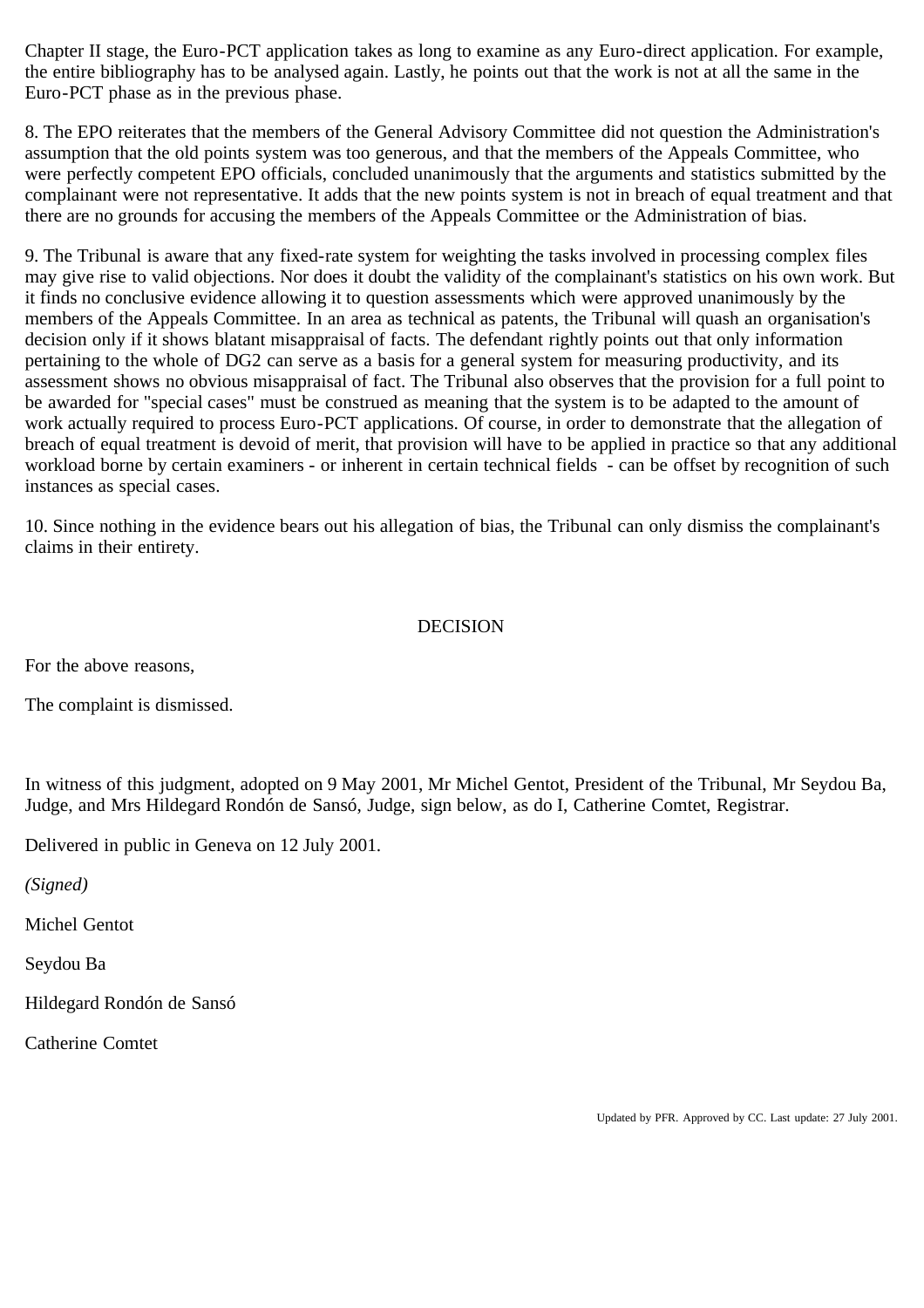Chapter II stage, the Euro-PCT application takes as long to examine as any Euro-direct application. For example, the entire bibliography has to be analysed again. Lastly, he points out that the work is not at all the same in the Euro-PCT phase as in the previous phase.

8. The EPO reiterates that the members of the General Advisory Committee did not question the Administration's assumption that the old points system was too generous, and that the members of the Appeals Committee, who were perfectly competent EPO officials, concluded unanimously that the arguments and statistics submitted by the complainant were not representative. It adds that the new points system is not in breach of equal treatment and that there are no grounds for accusing the members of the Appeals Committee or the Administration of bias.

9. The Tribunal is aware that any fixed-rate system for weighting the tasks involved in processing complex files may give rise to valid objections. Nor does it doubt the validity of the complainant's statistics on his own work. But it finds no conclusive evidence allowing it to question assessments which were approved unanimously by the members of the Appeals Committee. In an area as technical as patents, the Tribunal will quash an organisation's decision only if it shows blatant misappraisal of facts. The defendant rightly points out that only information pertaining to the whole of DG2 can serve as a basis for a general system for measuring productivity, and its assessment shows no obvious misappraisal of fact. The Tribunal also observes that the provision for a full point to be awarded for "special cases" must be construed as meaning that the system is to be adapted to the amount of work actually required to process Euro-PCT applications. Of course, in order to demonstrate that the allegation of breach of equal treatment is devoid of merit, that provision will have to be applied in practice so that any additional workload borne by certain examiners - or inherent in certain technical fields - can be offset by recognition of such instances as special cases.

10. Since nothing in the evidence bears out his allegation of bias, the Tribunal can only dismiss the complainant's claims in their entirety.

## DECISION

For the above reasons,

The complaint is dismissed.

In witness of this judgment, adopted on 9 May 2001, Mr Michel Gentot, President of the Tribunal, Mr Seydou Ba, Judge, and Mrs Hildegard Rondón de Sansó, Judge, sign below, as do I, Catherine Comtet, Registrar.

Delivered in public in Geneva on 12 July 2001.

*(Signed)*

Michel Gentot

Seydou Ba

Hildegard Rondón de Sansó

Catherine Comtet

Updated by PFR. Approved by CC. Last update: 27 July 2001.